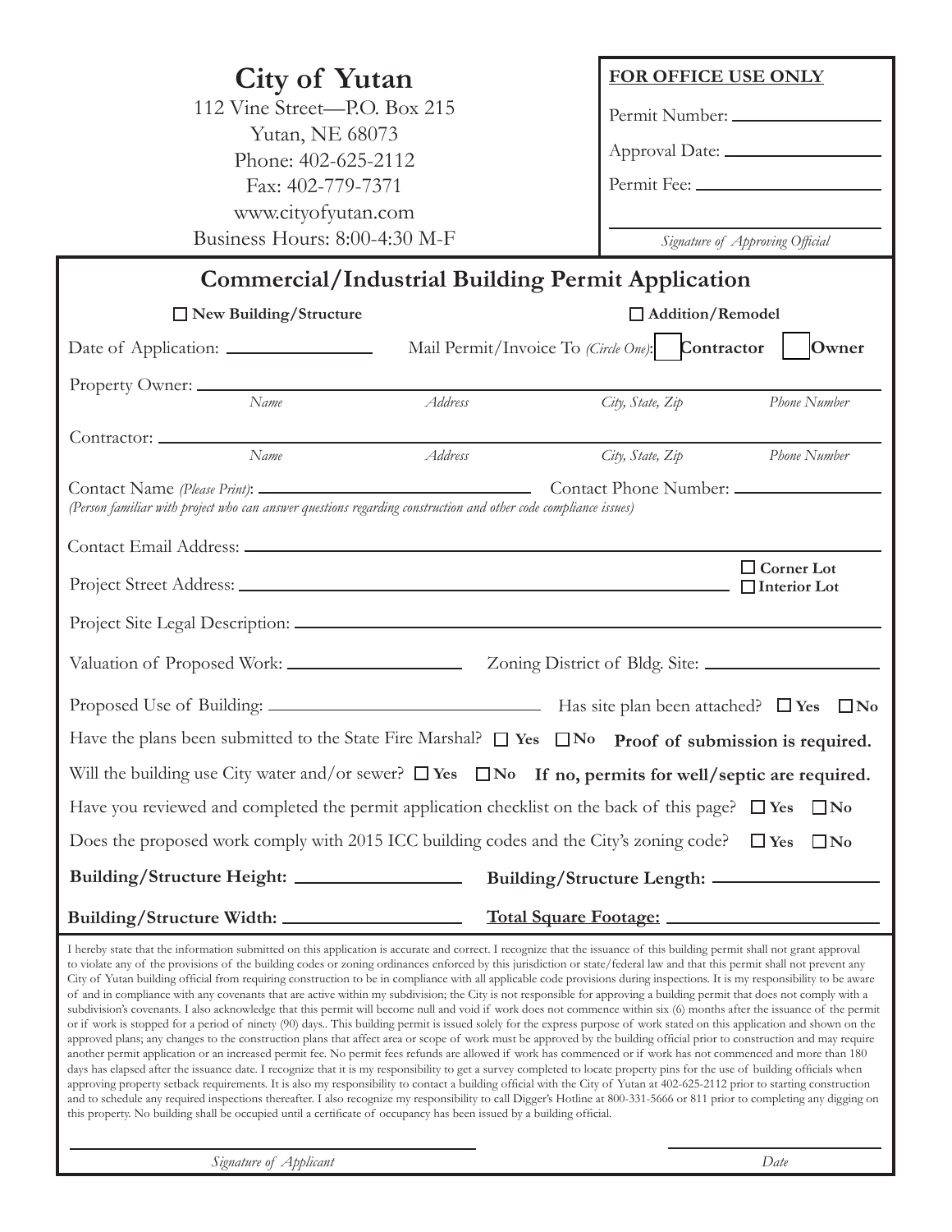# City of Yutan

112 Vine Street—P.O. Box 215
Yutan, NE 68073
Phone: 402-625-2112
Fax: 402-779-7371
www.cityofyutan.com
Business Hours: 8:00-4:30 M-F

**FOR OFFICE USE ONLY**

Permit Number: ____________________

Approval Date: ____________________

Permit Fee: ____________________

____________________
*Signature of Approving Official*

## Commercial/Industrial Building Permit Application

☐ **New Building/Structure** ☐ **Addition/Remodel**

Date of Application: ____________________ Mail Permit/Invoice To *(Circle One)*: ☐ **Contractor** ☐ **Owner**

Property Owner: ____________________
*Name* *Address* *City, State, Zip* *Phone Number*

Contractor: ____________________
*Name* *Address* *City, State, Zip* *Phone Number*

Contact Name *(Please Print)*: ____________________ Contact Phone Number: ____________________
*(Person familiar with project who can answer questions regarding construction and other code compliance issues)*

Contact Email Address: ____________________

Project Street Address: ____________________ ☐ **Corner Lot** ☐ **Interior Lot**

Project Site Legal Description: ____________________

Valuation of Proposed Work: ____________________ Zoning District of Bldg. Site: ____________________

Proposed Use of Building: ____________________ Has site plan been attached? ☐ **Yes** ☐ **No**

Have the plans been submitted to the State Fire Marshal? ☐ **Yes** ☐ **No** **Proof of submission is required.**

Will the building use City water and/or sewer? ☐ **Yes** ☐ **No** **If no, permits for well/septic are required.**

Have you reviewed and completed the permit application checklist on the back of this page? ☐ **Yes** ☐ **No**

Does the proposed work comply with 2015 ICC building codes and the City's zoning code? ☐ **Yes** ☐ **No**

**Building/Structure Height:** ____________________ **Building/Structure Length:** ____________________

**Building/Structure Width:** ____________________ **Total Square Footage:** ____________________

I hereby state that the information submitted on this application is accurate and correct. I recognize that the issuance of this building permit shall not grant approval to violate any of the provisions of the building codes or zoning ordinances enforced by this jurisdiction or state/federal law and that this permit shall not prevent any City of Yutan building official from requiring construction to be in compliance with all applicable code provisions during inspections. It is my responsibility to be aware of and in compliance with any covenants that are active within my subdivision; the City is not responsible for approving a building permit that does not comply with a subdivision's covenants. I also acknowledge that this permit will become null and void if work does not commence within six (6) months after the issuance of the permit or if work is stopped for a period of ninety (90) days.. This building permit is issued solely for the express purpose of work stated on this application and shown on the approved plans; any changes to the construction plans that affect area or scope of work must be approved by the building official prior to construction and may require another permit application or an increased permit fee. No permit fees refunds are allowed if work has commenced or if work has not commenced and more than 180 days has elapsed after the issuance date. I recognize that it is my responsibility to get a survey completed to locate property pins for the use of building officials when approving property setback requirements. It is also my responsibility to contact a building official with the City of Yutan at 402-625-2112 prior to starting construction and to schedule any required inspections thereafter. I also recognize my responsibility to call Digger's Hotline at 800-331-5666 or 811 prior to completing any digging on this property. No building shall be occupied until a certificate of occupancy has been issued by a building official.

____________________ ____________________
*Signature of Applicant* *Date*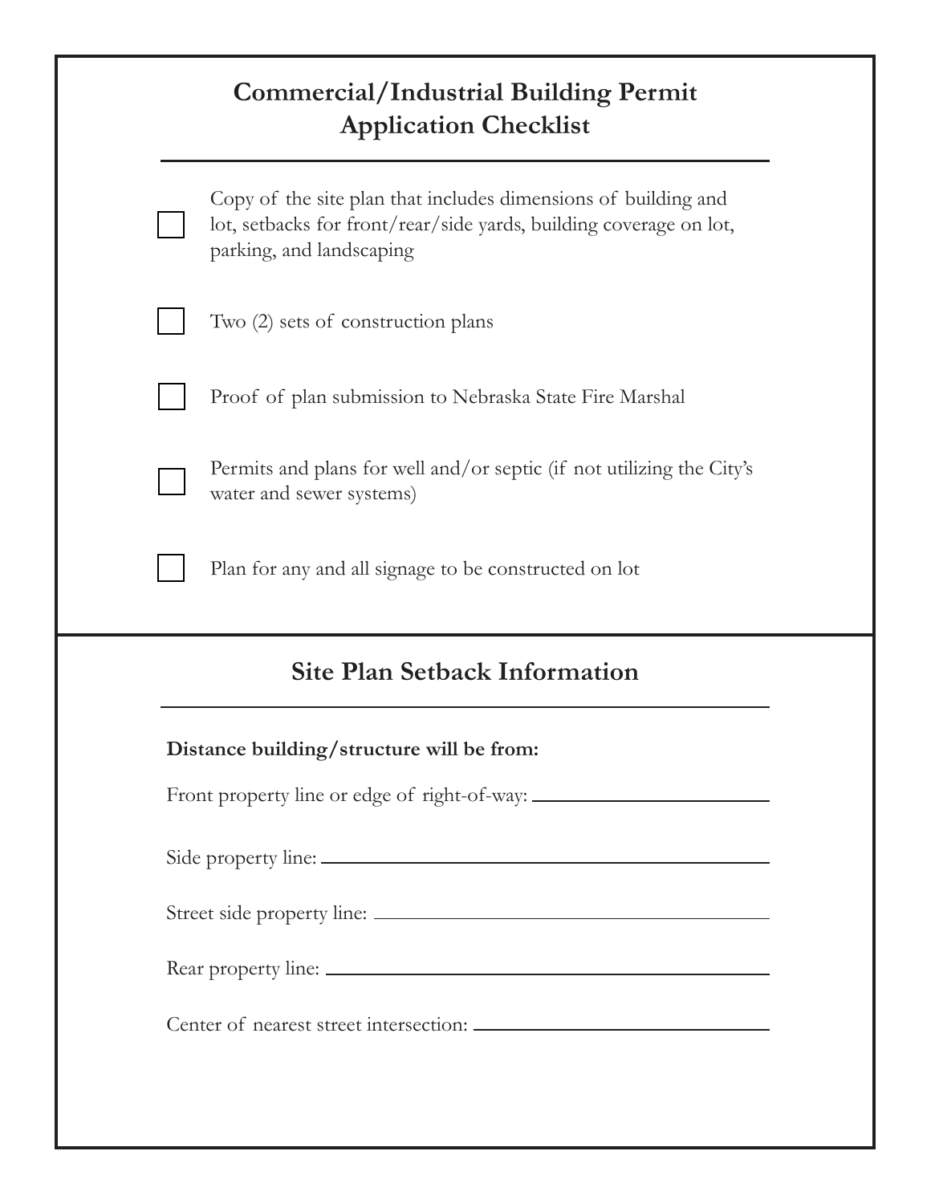## Commercial/Industrial Building Permit Application Checklist

- [ ] Copy of the site plan that includes dimensions of building and lot, setbacks for front/rear/side yards, building coverage on lot, parking, and landscaping
- [ ] Two (2) sets of construction plans
- [ ] Proof of plan submission to Nebraska State Fire Marshal
- [ ] Permits and plans for well and/or septic (if not utilizing the City's water and sewer systems)
- [ ] Plan for any and all signage to be constructed on lot

## Site Plan Setback Information

**Distance building/structure will be from:**

Front property line or edge of right-of-way: ______________________

Side property line: ______________________

Street side property line: ______________________

Rear property line: ______________________

Center of nearest street intersection: ______________________